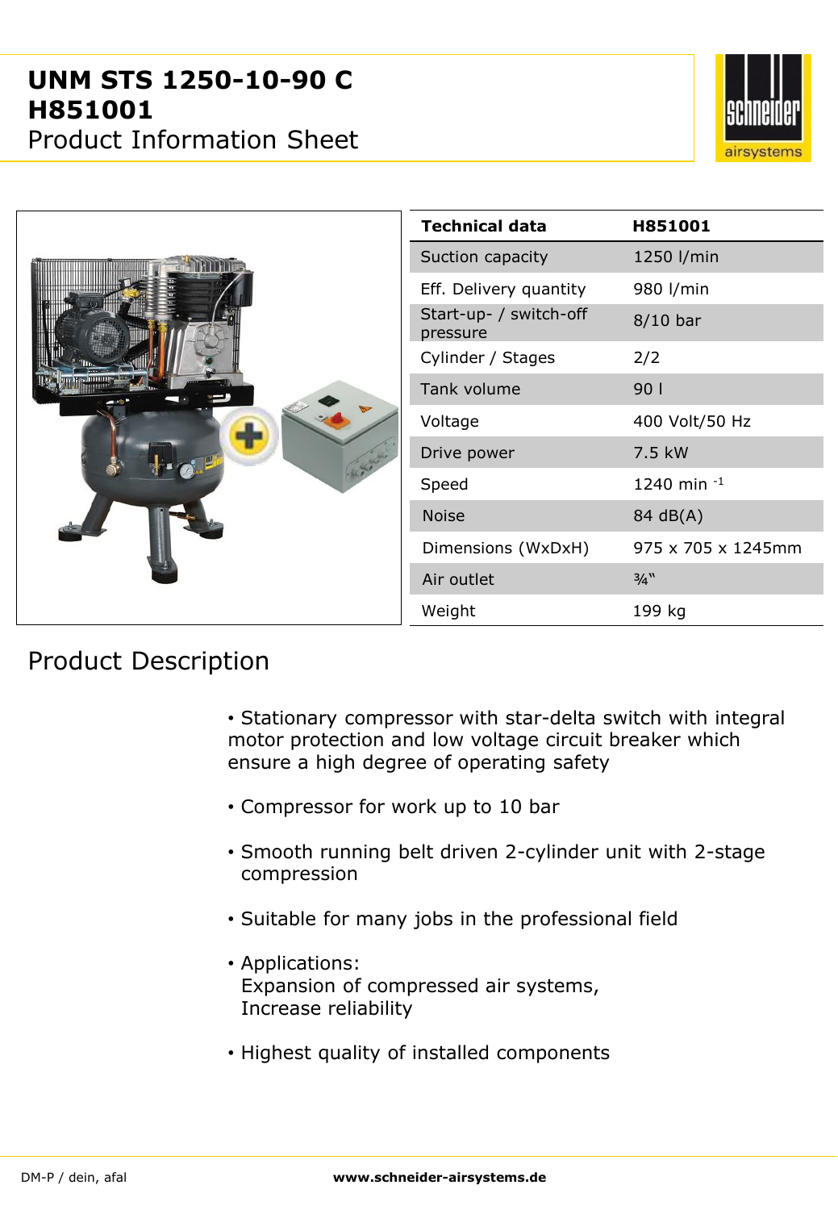# UNM STS 1250-10-90 C
# H851001
## Product Information Sheet

| Technical data | H851001 |
|---|---|
| Suction capacity | 1250 l/min |
| Eff. Delivery quantity | 980 l/min |
| Start-up- / switch-off pressure | 8/10 bar |
| Cylinder / Stages | 2/2 |
| Tank volume | 90 l |
| Voltage | 400 Volt/50 Hz |
| Drive power | 7.5 kW |
| Speed | 1240 $min^{-1}$ |
| Noise | 84 dB(A) |
| Dimensions (WxDxH) | 975 x 705 x 1245mm |
| Air outlet | ¾" |
| Weight | 199 kg |

## Product Description

- Stationary compressor with star-delta switch with integral motor protection and low voltage circuit breaker which ensure a high degree of operating safety
- Compressor for work up to 10 bar
- Smooth running belt driven 2-cylinder unit with 2-stage compression
- Suitable for many jobs in the professional field
- Applications:
  Expansion of compressed air systems,
  Increase reliability
- Highest quality of installed components

DM-P / dein, afal

**www.schneider-airsystems.de**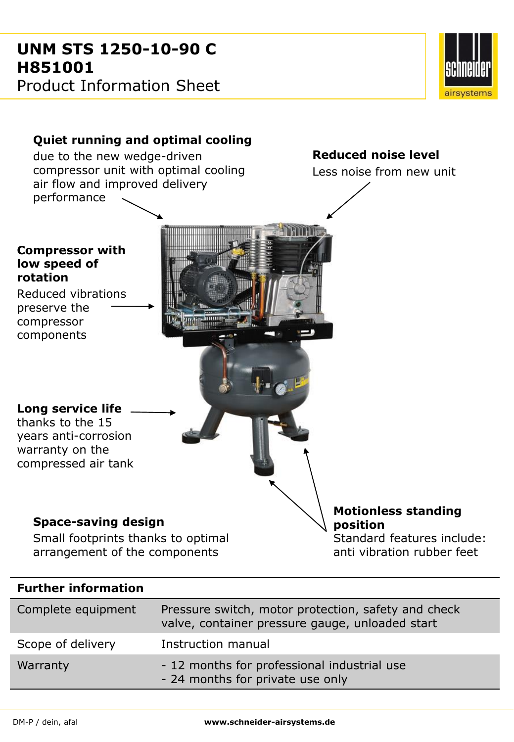# UNM STS 1250-10-90 C
# H851001
Product Information Sheet

**Quiet running and optimal cooling**
due to the new wedge-driven compressor unit with optimal cooling air flow and improved delivery performance

**Reduced noise level**
Less noise from new unit

**Compressor with low speed of rotation**
Reduced vibrations preserve the compressor components

**Long service life**
thanks to the 15 years anti-corrosion warranty on the compressed air tank

**Space-saving design**
Small footprints thanks to optimal arrangement of the components

**Motionless standing position**
Standard features include: anti vibration rubber feet

## Further information

| | |
|---|---|
| Complete equipment | Pressure switch, motor protection, safety and check valve, container pressure gauge, unloaded start |
| Scope of delivery | Instruction manual |
| Warranty | - 12 months for professional industrial use<br>- 24 months for private use only |

DM-P / dein, afal

**www.schneider-airsystems.de**